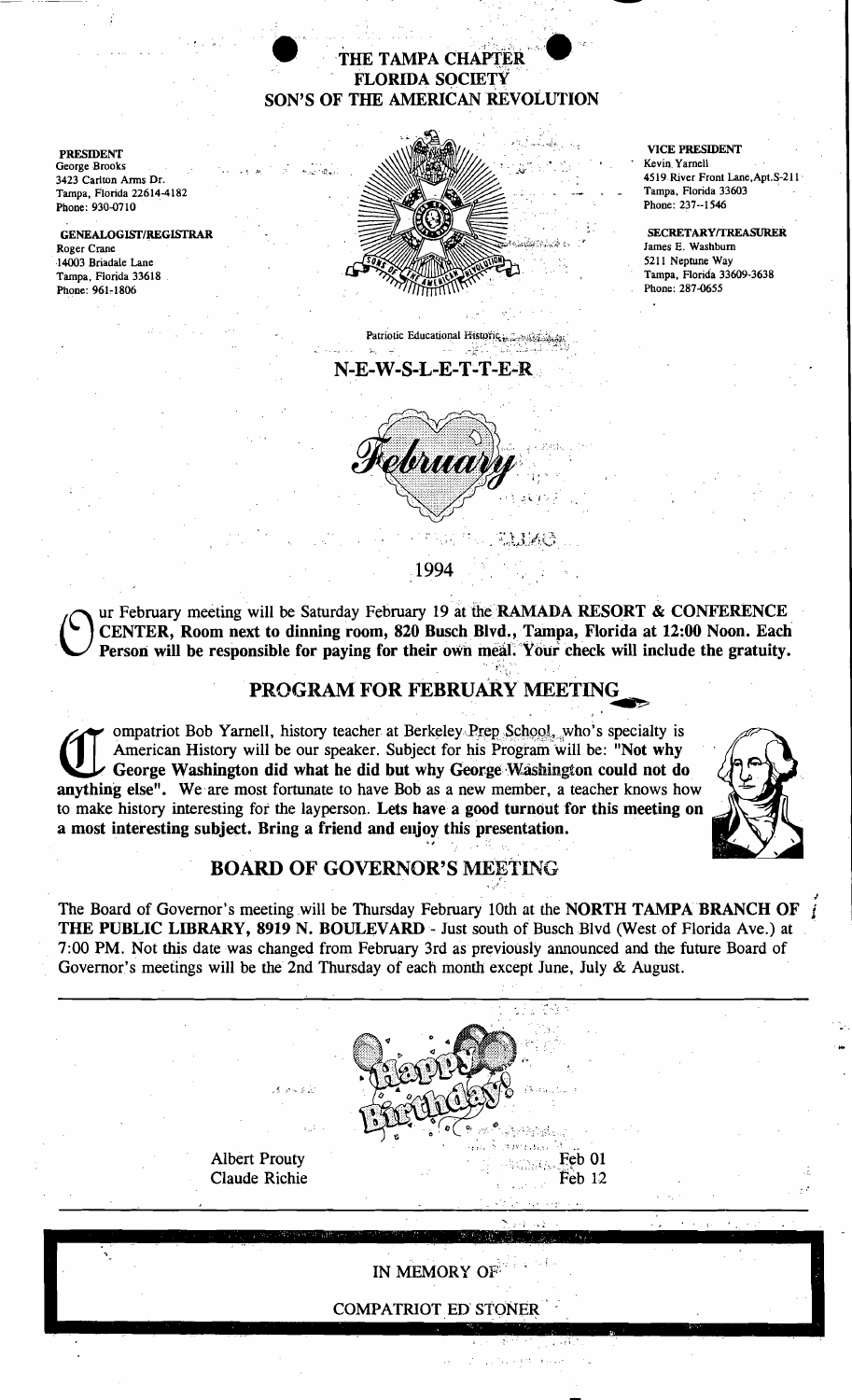# THE TAMPA CHAPTER
## FLORIDA SOCIETY
## SON'S OF THE AMERICAN REVOLUTION

**PRESIDENT**
George Brooks
3423 Carlton Arms Dr.
Tampa, Florida 22614-4182
Phone: 930-0710

**GENEALOGIST/REGISTRAR**
Roger Crane
14003 Briadale Lane
Tampa, Florida 33618
Phone: 961-1806

**VICE PRESIDENT**
Kevin Yarnell
4519 River Front Lane,Apt.S-211
Tampa, Florida 33603
Phone: 237--1546

**SECRETARY/TREASURER**
James E. Washburn
5211 Neptune Way
Tampa, Florida 33609-3638
Phone: 287-0655

Patriotic Educational Historic

## N-E-W-S-L-E-T-T-E-R

*February*

1994

Our February meeting will be Saturday February 19 at the **RAMADA RESORT & CONFERENCE CENTER, Room next to dinning room, 820 Busch Blvd., Tampa, Florida at 12:00 Noon. Each Person will be responsible for paying for their own meal. Your check will include the gratuity.**

## PROGRAM FOR FEBRUARY MEETING

Compatriot Bob Yarnell, history teacher at Berkeley Prep School, who's specialty is American History will be our speaker. Subject for his Program will be: **"Not why George Washington did what he did but why George Washington could not do anything else"**. We are most fortunate to have Bob as a new member, a teacher knows how to make history interesting for the layperson. **Lets have a good turnout for this meeting on a most interesting subject. Bring a friend and enjoy this presentation.**

## BOARD OF GOVERNOR'S MEETING

The Board of Governor's meeting will be Thursday February 10th at the **NORTH TAMPA BRANCH OF THE PUBLIC LIBRARY, 8919 N. BOULEVARD** - Just south of Busch Blvd (West of Florida Ave.) at 7:00 PM. Not this date was changed from February 3rd as previously announced and the future Board of Governor's meetings will be the 2nd Thursday of each month except June, July & August.

---

Happy Birthday!

| | |
|---|---|
| Albert Prouty | Feb 01 |
| Claude Richie | Feb 12 |

---

IN MEMORY OF

COMPATRIOT ED STONER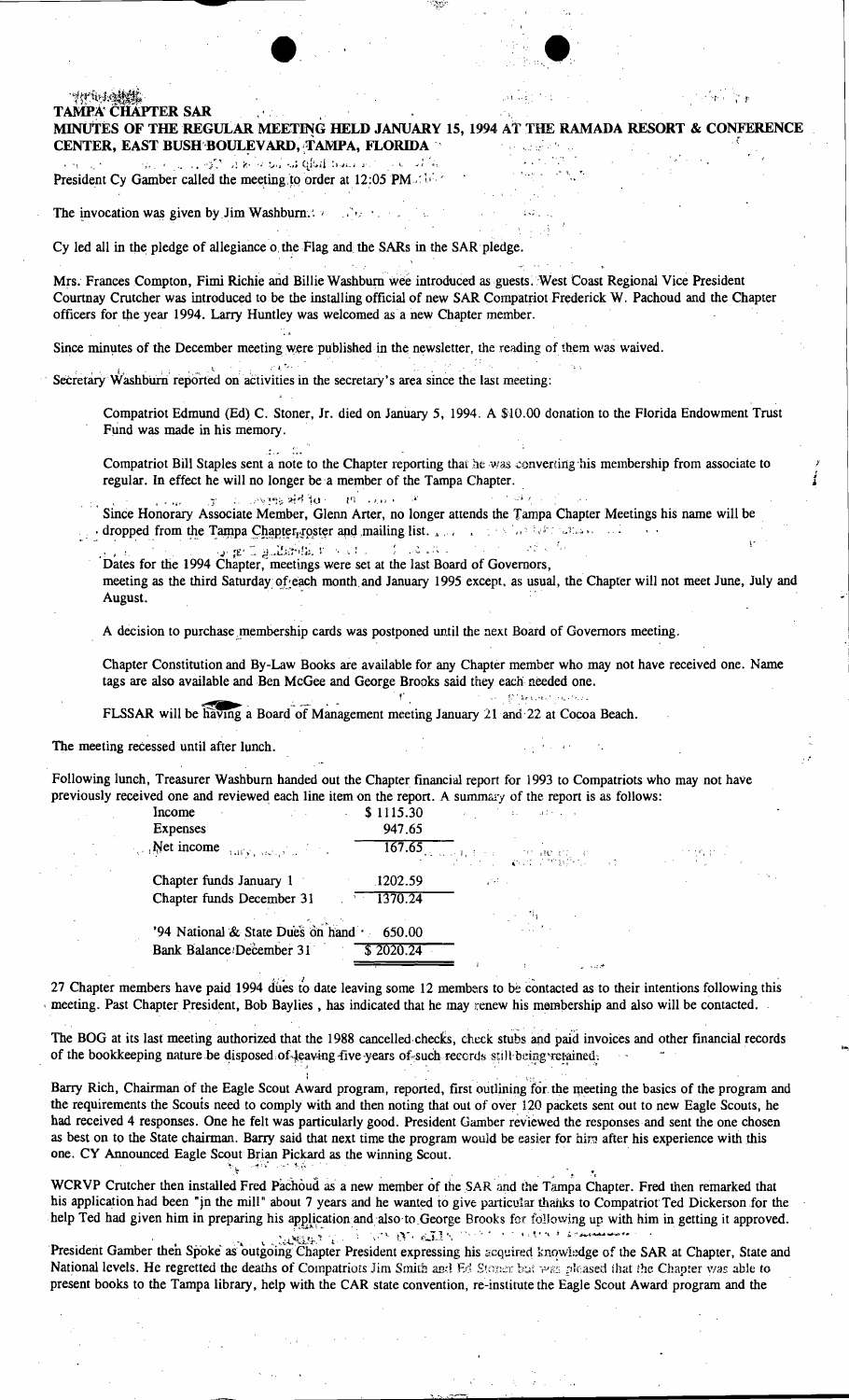**TAMPA CHAPTER SAR**

**MINUTES OF THE REGULAR MEETING HELD JANUARY 15, 1994 AT THE RAMADA RESORT & CONFERENCE CENTER, EAST BUSH BOULEVARD, TAMPA, FLORIDA**

President Cy Gamber called the meeting to order at 12:05 PM.

The invocation was given by Jim Washburn.

Cy led all in the pledge of allegiance o the Flag and the SARs in the SAR pledge.

Mrs. Frances Compton, Fimi Richie and Billie Washburn wee introduced as guests. West Coast Regional Vice President Courtnay Crutcher was introduced to be the installing official of new SAR Compatriot Frederick W. Pachoud and the Chapter officers for the year 1994. Larry Huntley was welcomed as a new Chapter member.

Since minutes of the December meeting were published in the newsletter, the reading of them was waived.

Secretary Washburn reported on activities in the secretary's area since the last meeting:

> Compatriot Edmund (Ed) C. Stoner, Jr. died on January 5, 1994. A $10.00 donation to the Florida Endowment Trust Fund was made in his memory.
>
> Compatriot Bill Staples sent a note to the Chapter reporting that he was converting his membership from associate to regular. In effect he will no longer be a member of the Tampa Chapter.
>
> Since Honorary Associate Member, Glenn Arter, no longer attends the Tampa Chapter Meetings his name will be dropped from the Tampa Chapter roster and mailing list.
>
> Dates for the 1994 Chapter, meetings were set at the last Board of Governors, meeting as the third Saturday of each month and January 1995 except, as usual, the Chapter will not meet June, July and August.
>
> A decision to purchase membership cards was postponed until the next Board of Governors meeting.
>
> Chapter Constitution and By-Law Books are available for any Chapter member who may not have received one. Name tags are also available and Ben McGee and George Brooks said they each needed one.
>
> FLSSAR will be having a Board of Management meeting January 21 and 22 at Cocoa Beach.

The meeting recessed until after lunch.

Following lunch, Treasurer Washburn handed out the Chapter financial report for 1993 to Compatriots who may not have previously received one and reviewed each line item on the report. A summary of the report is as follows:

| | |
|---|---|
| Income | $ 1115.30 |
| Expenses | 947.65 |
| Net income | 167.65 |
| Chapter funds January 1 | 1202.59 |
| Chapter funds December 31 | 1370.24 |
| '94 National & State Dues on hand | 650.00 |
| Bank Balance December 31 | $ 2020.24 |

27 Chapter members have paid 1994 dues to date leaving some 12 members to be contacted as to their intentions following this meeting. Past Chapter President, Bob Baylies, has indicated that he may renew his membership and also will be contacted.

The BOG at its last meeting authorized that the 1988 cancelled checks, check stubs and paid invoices and other financial records of the bookkeeping nature be disposed of leaving five years of such records still being retained.

Barry Rich, Chairman of the Eagle Scout Award program, reported, first outlining for the meeting the basics of the program and the requirements the Scouts need to comply with and then noting that out of over 120 packets sent out to new Eagle Scouts, he had received 4 responses. One he felt was particularly good. President Gamber reviewed the responses and sent the one chosen as best on to the State chairman. Barry said that next time the program would be easier for him after his experience with this one. CY Announced Eagle Scout Brian Pickard as the winning Scout.

WCRVP Crutcher then installed Fred Pachoud as a new member of the SAR and the Tampa Chapter. Fred then remarked that his application had been "in the mill" about 7 years and he wanted to give particular thanks to Compatriot Ted Dickerson for the help Ted had given him in preparing his application and also to George Brooks for following up with him in getting it approved.

President Gamber then Spoke as outgoing Chapter President expressing his acquired knowledge of the SAR at Chapter, State and National levels. He regretted the deaths of Compatriots Jim Smith and Ed Stoner but was pleased that the Chapter was able to present books to the Tampa library, help with the CAR state convention, re-institute the Eagle Scout Award program and the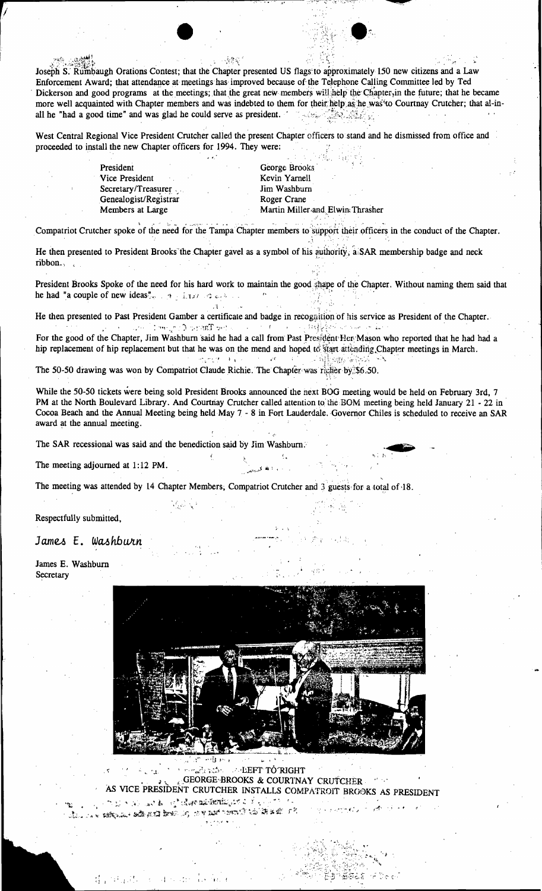Joseph S. Rumbaugh Orations Contest; that the Chapter presented US flags to approximately 150 new citizens and a Law Enforcement Award; that attendance at meetings has improved because of the Telephone Calling Committee led by Ted Dickerson and good programs at the meetings; that the great new members will help the Chapter, in the future; that he became more well acquainted with Chapter members and was indebted to them for their help as he was to Courtnay Crutcher; that al-in-all he "had a good time" and was glad he could serve as president.

West Central Regional Vice President Crutcher called the present Chapter officers to stand and he dismissed from office and proceeded to install the new Chapter officers for 1994. They were:

| | |
|---|---|
| President | George Brooks |
| Vice President | Kevin Yarnell |
| Secretary/Treasurer | Jim Washburn |
| Genealogist/Registrar | Roger Crane |
| Members at Large | Martin Miller and Elwin Thrasher |

Compatriot Crutcher spoke of the need for the Tampa Chapter members to support their officers in the conduct of the Chapter.

He then presented to President Brooks the Chapter gavel as a symbol of his authority, a SAR membership badge and neck ribbon.

President Brooks Spoke of the need for his hard work to maintain the good shape of the Chapter. Without naming them said that he had "a couple of new ideas".

He then presented to Past President Gamber a certificate and badge in recognition of his service as President of the Chapter.

For the good of the Chapter, Jim Washburn said he had a call from Past President Her Mason who reported that he had had a hip replacement of hip replacement but that he was on the mend and hoped to start attending Chapter meetings in March.

The 50-50 drawing was won by Compatriot Claude Richie. The Chapter was richer by $6.50.

While the 50-50 tickets were being sold President Brooks announced the next BOG meeting would be held on February 3rd, 7 PM at the North Boulevard Library. And Courtnay Crutcher called attention to the BOM meeting being held January 21 - 22 in Cocoa Beach and the Annual Meeting being held May 7 - 8 in Fort Lauderdale. Governor Chiles is scheduled to receive an SAR award at the annual meeting.

The SAR recessional was said and the benediction said by Jim Washburn.

The meeting adjourned at 1:12 PM.

The meeting was attended by 14 Chapter Members, Compatriot Crutcher and 3 guests for a total of 18.

Respectfully submitted,

*James E. Washburn*

James E. Washburn
Secretary

LEFT TO RIGHT
GEORGE BROOKS & COURTNAY CRUTCHER
AS VICE PRESIDENT CRUTCHER INSTALLS COMPATROIT BROOKS AS PRESIDENT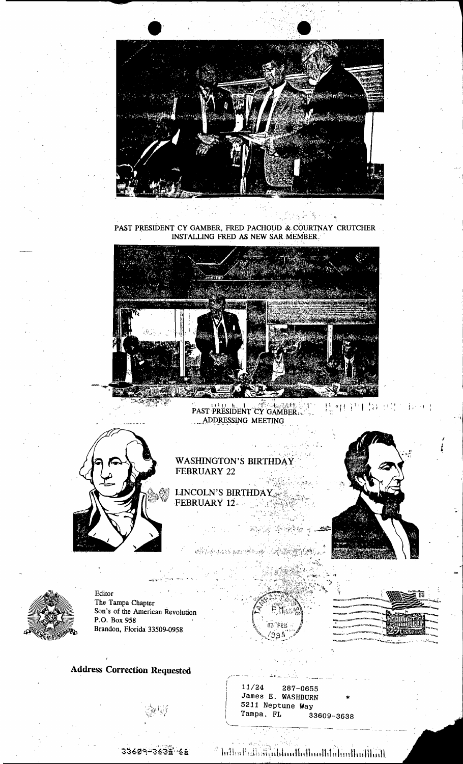PAST PRESIDENT CY GAMBER, FRED PACHOUD & COURTNAY CRUTCHER INSTALLING FRED AS NEW SAR MEMBER

PAST PRESIDENT CY GAMBER ADDRESSING MEETING

WASHINGTON'S BIRTHDAY
FEBRUARY 22

LINCOLN'S BIRTHDAY
FEBRUARY 12

Editor
The Tampa Chapter
Son's of the American Revolution
P.O. Box 958
Brandon, Florida 33509-0958

TAMPA FL
P.M.
03 FEB
1994

**Address Correction Requested**

11/24 287-0655
James E. WASHBURN *
5211 Neptune Way
Tampa, FL 33609-3638

33609-3638 68